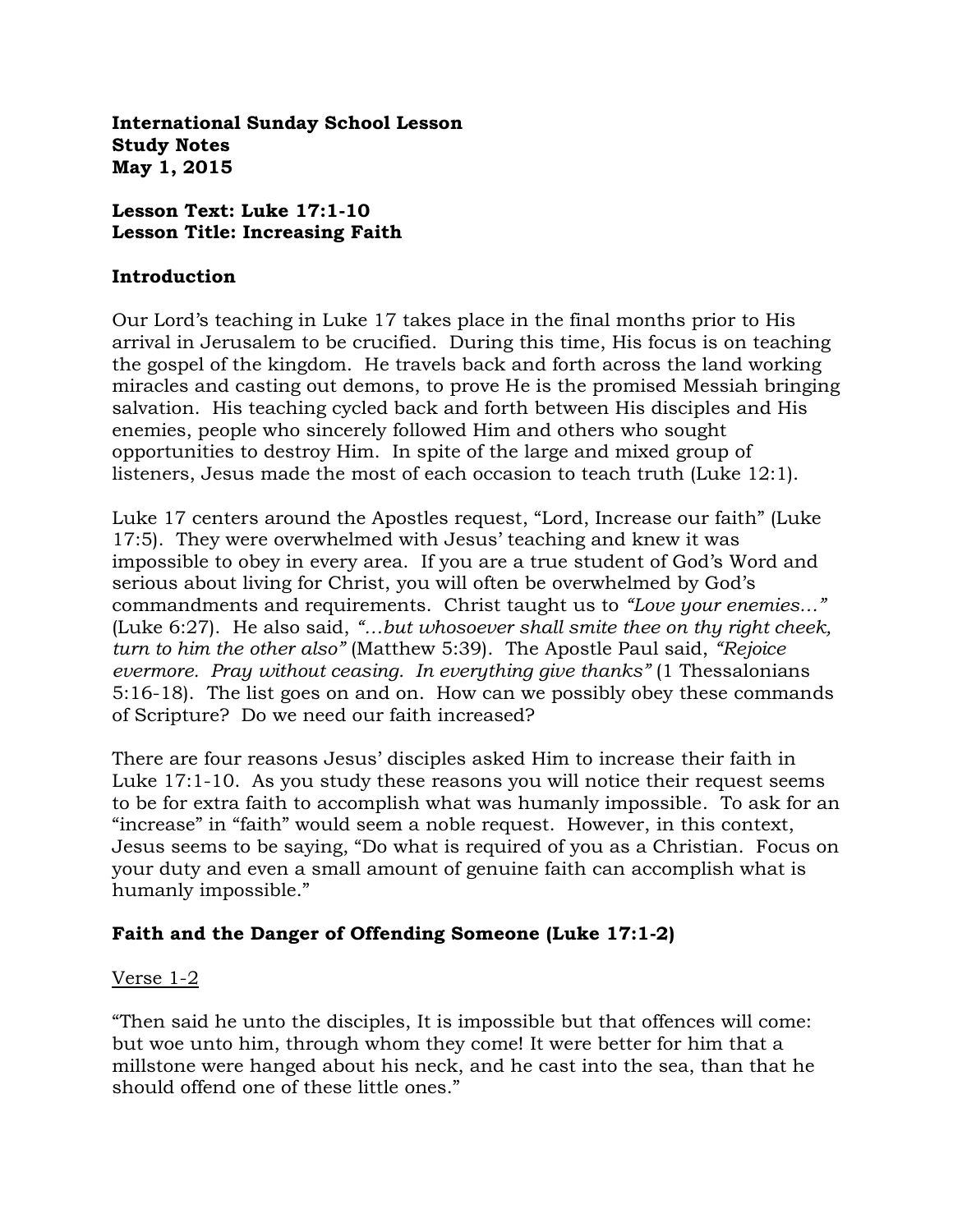**International Sunday School Lesson**
**Study Notes**
**May 1, 2015**

**Lesson Text: Luke 17:1-10**
**Lesson Title: Increasing Faith**

## Introduction

Our Lord's teaching in Luke 17 takes place in the final months prior to His arrival in Jerusalem to be crucified. During this time, His focus is on teaching the gospel of the kingdom. He travels back and forth across the land working miracles and casting out demons, to prove He is the promised Messiah bringing salvation. His teaching cycled back and forth between His disciples and His enemies, people who sincerely followed Him and others who sought opportunities to destroy Him. In spite of the large and mixed group of listeners, Jesus made the most of each occasion to teach truth (Luke 12:1).

Luke 17 centers around the Apostles request, "Lord, Increase our faith" (Luke 17:5). They were overwhelmed with Jesus' teaching and knew it was impossible to obey in every area. If you are a true student of God's Word and serious about living for Christ, you will often be overwhelmed by God's commandments and requirements. Christ taught us to *"Love your enemies…"* (Luke 6:27). He also said, *"…but whosoever shall smite thee on thy right cheek, turn to him the other also"* (Matthew 5:39). The Apostle Paul said, *"Rejoice evermore. Pray without ceasing. In everything give thanks"* (1 Thessalonians 5:16-18). The list goes on and on. How can we possibly obey these commands of Scripture? Do we need our faith increased?

There are four reasons Jesus' disciples asked Him to increase their faith in Luke 17:1-10. As you study these reasons you will notice their request seems to be for extra faith to accomplish what was humanly impossible. To ask for an "increase" in "faith" would seem a noble request. However, in this context, Jesus seems to be saying, "Do what is required of you as a Christian. Focus on your duty and even a small amount of genuine faith can accomplish what is humanly impossible."

## Faith and the Danger of Offending Someone (Luke 17:1-2)

<u>Verse 1-2</u>

"Then said he unto the disciples, It is impossible but that offences will come: but woe unto him, through whom they come! It were better for him that a millstone were hanged about his neck, and he cast into the sea, than that he should offend one of these little ones."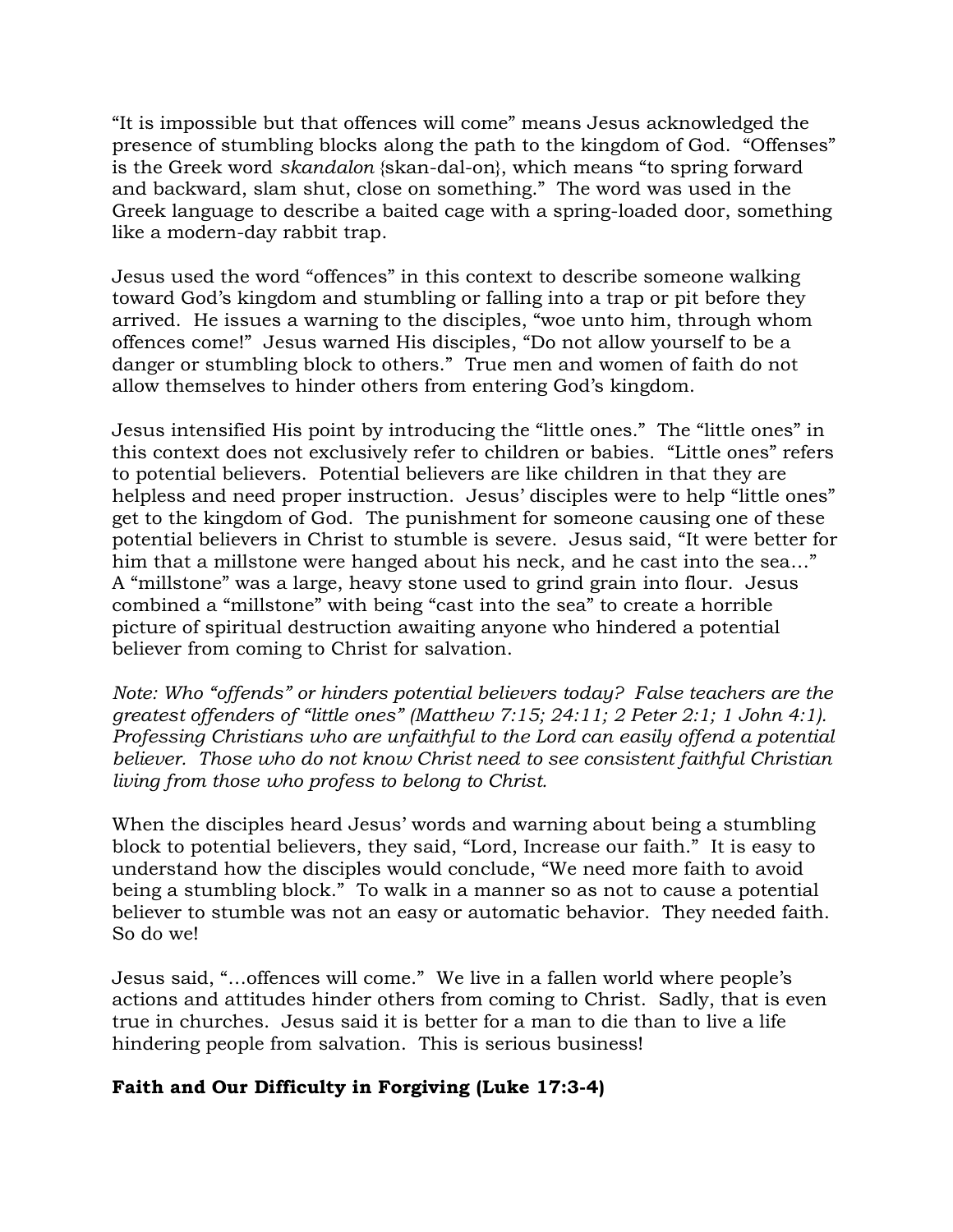"It is impossible but that offences will come" means Jesus acknowledged the presence of stumbling blocks along the path to the kingdom of God. "Offenses" is the Greek word *skandalon* {skan-dal-on}, which means "to spring forward and backward, slam shut, close on something." The word was used in the Greek language to describe a baited cage with a spring-loaded door, something like a modern-day rabbit trap.

Jesus used the word "offences" in this context to describe someone walking toward God's kingdom and stumbling or falling into a trap or pit before they arrived. He issues a warning to the disciples, "woe unto him, through whom offences come!" Jesus warned His disciples, "Do not allow yourself to be a danger or stumbling block to others." True men and women of faith do not allow themselves to hinder others from entering God's kingdom.

Jesus intensified His point by introducing the "little ones." The "little ones" in this context does not exclusively refer to children or babies. "Little ones" refers to potential believers. Potential believers are like children in that they are helpless and need proper instruction. Jesus' disciples were to help "little ones" get to the kingdom of God. The punishment for someone causing one of these potential believers in Christ to stumble is severe. Jesus said, "It were better for him that a millstone were hanged about his neck, and he cast into the sea…" A "millstone" was a large, heavy stone used to grind grain into flour. Jesus combined a "millstone" with being "cast into the sea" to create a horrible picture of spiritual destruction awaiting anyone who hindered a potential believer from coming to Christ for salvation.

*Note: Who "offends" or hinders potential believers today? False teachers are the greatest offenders of "little ones" (Matthew 7:15; 24:11; 2 Peter 2:1; 1 John 4:1). Professing Christians who are unfaithful to the Lord can easily offend a potential believer. Those who do not know Christ need to see consistent faithful Christian living from those who profess to belong to Christ.*

When the disciples heard Jesus' words and warning about being a stumbling block to potential believers, they said, "Lord, Increase our faith." It is easy to understand how the disciples would conclude, "We need more faith to avoid being a stumbling block." To walk in a manner so as not to cause a potential believer to stumble was not an easy or automatic behavior. They needed faith. So do we!

Jesus said, "…offences will come." We live in a fallen world where people's actions and attitudes hinder others from coming to Christ. Sadly, that is even true in churches. Jesus said it is better for a man to die than to live a life hindering people from salvation. This is serious business!

**Faith and Our Difficulty in Forgiving (Luke 17:3-4)**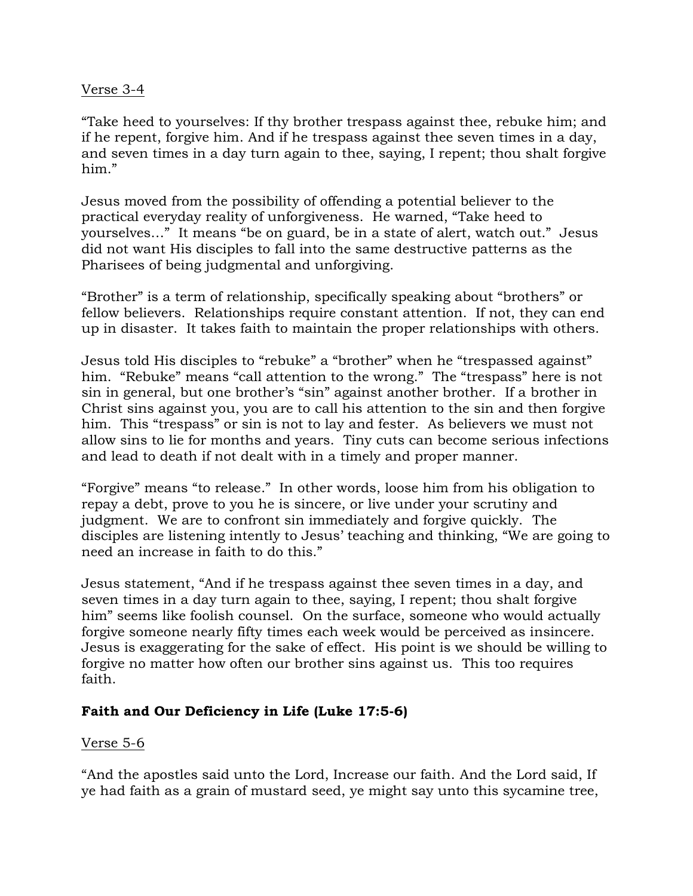Verse 3-4

"Take heed to yourselves: If thy brother trespass against thee, rebuke him; and if he repent, forgive him. And if he trespass against thee seven times in a day, and seven times in a day turn again to thee, saying, I repent; thou shalt forgive him."

Jesus moved from the possibility of offending a potential believer to the practical everyday reality of unforgiveness. He warned, "Take heed to yourselves…" It means "be on guard, be in a state of alert, watch out." Jesus did not want His disciples to fall into the same destructive patterns as the Pharisees of being judgmental and unforgiving.

"Brother" is a term of relationship, specifically speaking about "brothers" or fellow believers. Relationships require constant attention. If not, they can end up in disaster. It takes faith to maintain the proper relationships with others.

Jesus told His disciples to "rebuke" a "brother" when he "trespassed against" him. "Rebuke" means "call attention to the wrong." The "trespass" here is not sin in general, but one brother's "sin" against another brother. If a brother in Christ sins against you, you are to call his attention to the sin and then forgive him. This "trespass" or sin is not to lay and fester. As believers we must not allow sins to lie for months and years. Tiny cuts can become serious infections and lead to death if not dealt with in a timely and proper manner.

"Forgive" means "to release." In other words, loose him from his obligation to repay a debt, prove to you he is sincere, or live under your scrutiny and judgment. We are to confront sin immediately and forgive quickly. The disciples are listening intently to Jesus' teaching and thinking, "We are going to need an increase in faith to do this."

Jesus statement, "And if he trespass against thee seven times in a day, and seven times in a day turn again to thee, saying, I repent; thou shalt forgive him" seems like foolish counsel. On the surface, someone who would actually forgive someone nearly fifty times each week would be perceived as insincere. Jesus is exaggerating for the sake of effect. His point is we should be willing to forgive no matter how often our brother sins against us. This too requires faith.

**Faith and Our Deficiency in Life (Luke 17:5-6)**

Verse 5-6

"And the apostles said unto the Lord, Increase our faith. And the Lord said, If ye had faith as a grain of mustard seed, ye might say unto this sycamine tree,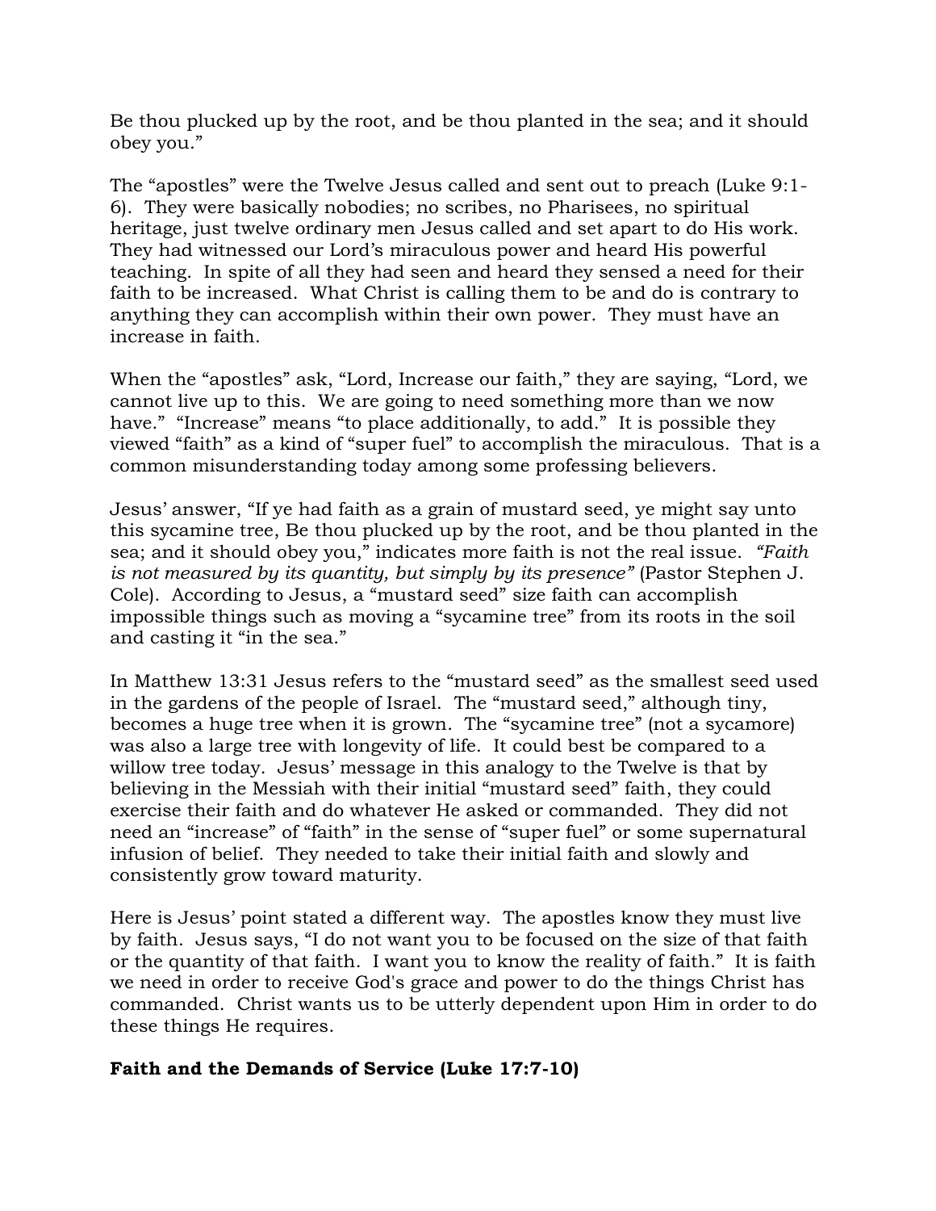Be thou plucked up by the root, and be thou planted in the sea; and it should obey you."

The "apostles" were the Twelve Jesus called and sent out to preach (Luke 9:1-6). They were basically nobodies; no scribes, no Pharisees, no spiritual heritage, just twelve ordinary men Jesus called and set apart to do His work. They had witnessed our Lord's miraculous power and heard His powerful teaching. In spite of all they had seen and heard they sensed a need for their faith to be increased. What Christ is calling them to be and do is contrary to anything they can accomplish within their own power. They must have an increase in faith.

When the "apostles" ask, "Lord, Increase our faith," they are saying, "Lord, we cannot live up to this. We are going to need something more than we now have." "Increase" means "to place additionally, to add." It is possible they viewed "faith" as a kind of "super fuel" to accomplish the miraculous. That is a common misunderstanding today among some professing believers.

Jesus' answer, "If ye had faith as a grain of mustard seed, ye might say unto this sycamine tree, Be thou plucked up by the root, and be thou planted in the sea; and it should obey you," indicates more faith is not the real issue. *"Faith is not measured by its quantity, but simply by its presence"* (Pastor Stephen J. Cole). According to Jesus, a "mustard seed" size faith can accomplish impossible things such as moving a "sycamine tree" from its roots in the soil and casting it "in the sea."

In Matthew 13:31 Jesus refers to the "mustard seed" as the smallest seed used in the gardens of the people of Israel. The "mustard seed," although tiny, becomes a huge tree when it is grown. The "sycamine tree" (not a sycamore) was also a large tree with longevity of life. It could best be compared to a willow tree today. Jesus' message in this analogy to the Twelve is that by believing in the Messiah with their initial "mustard seed" faith, they could exercise their faith and do whatever He asked or commanded. They did not need an "increase" of "faith" in the sense of "super fuel" or some supernatural infusion of belief. They needed to take their initial faith and slowly and consistently grow toward maturity.

Here is Jesus' point stated a different way. The apostles know they must live by faith. Jesus says, "I do not want you to be focused on the size of that faith or the quantity of that faith. I want you to know the reality of faith." It is faith we need in order to receive God's grace and power to do the things Christ has commanded. Christ wants us to be utterly dependent upon Him in order to do these things He requires.

**Faith and the Demands of Service (Luke 17:7-10)**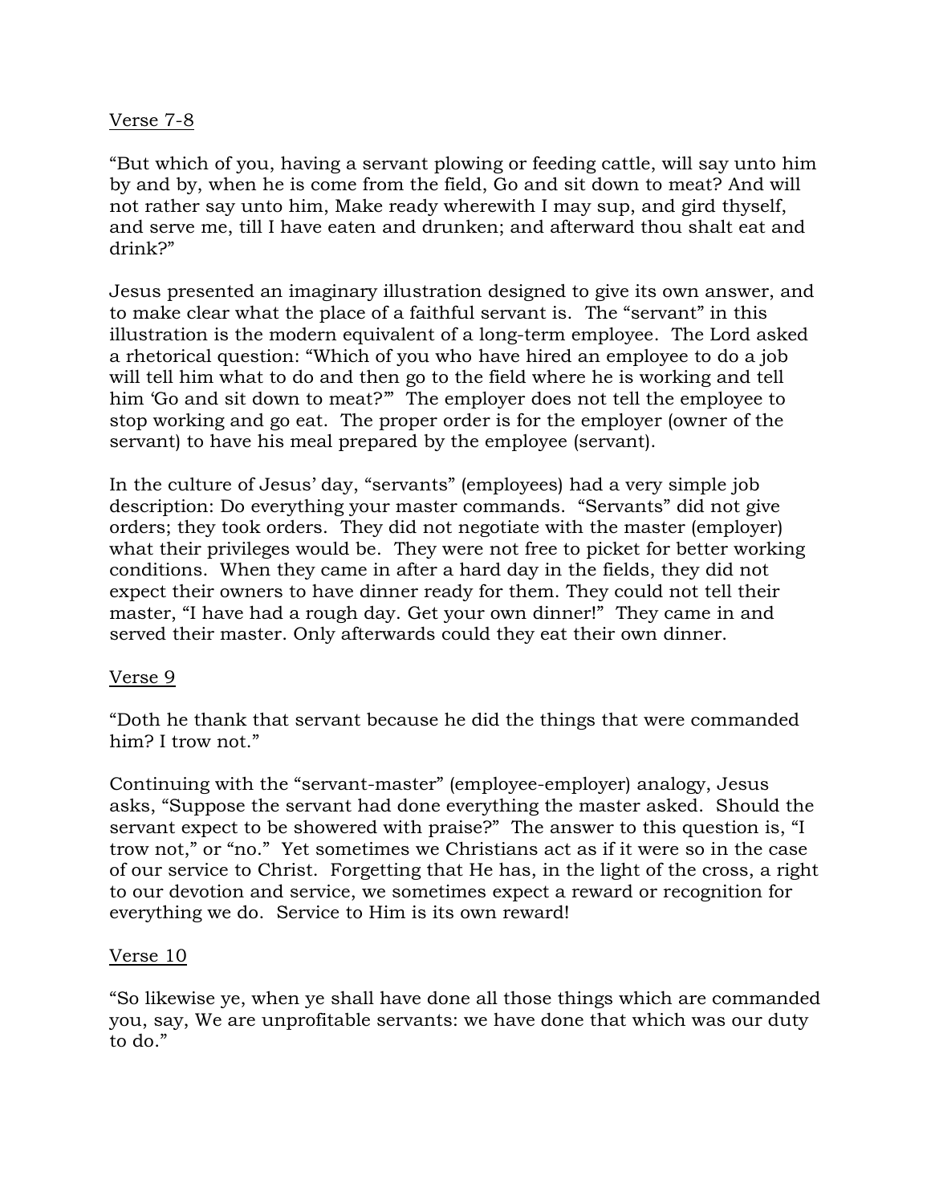Verse 7-8

"But which of you, having a servant plowing or feeding cattle, will say unto him by and by, when he is come from the field, Go and sit down to meat? And will not rather say unto him, Make ready wherewith I may sup, and gird thyself, and serve me, till I have eaten and drunken; and afterward thou shalt eat and drink?"

Jesus presented an imaginary illustration designed to give its own answer, and to make clear what the place of a faithful servant is. The "servant" in this illustration is the modern equivalent of a long-term employee. The Lord asked a rhetorical question: "Which of you who have hired an employee to do a job will tell him what to do and then go to the field where he is working and tell him 'Go and sit down to meat?'" The employer does not tell the employee to stop working and go eat. The proper order is for the employer (owner of the servant) to have his meal prepared by the employee (servant).

In the culture of Jesus' day, "servants" (employees) had a very simple job description: Do everything your master commands. "Servants" did not give orders; they took orders. They did not negotiate with the master (employer) what their privileges would be. They were not free to picket for better working conditions. When they came in after a hard day in the fields, they did not expect their owners to have dinner ready for them. They could not tell their master, "I have had a rough day. Get your own dinner!" They came in and served their master. Only afterwards could they eat their own dinner.

Verse 9

"Doth he thank that servant because he did the things that were commanded him? I trow not."

Continuing with the "servant-master" (employee-employer) analogy, Jesus asks, "Suppose the servant had done everything the master asked. Should the servant expect to be showered with praise?" The answer to this question is, "I trow not," or "no." Yet sometimes we Christians act as if it were so in the case of our service to Christ. Forgetting that He has, in the light of the cross, a right to our devotion and service, we sometimes expect a reward or recognition for everything we do. Service to Him is its own reward!

Verse 10

"So likewise ye, when ye shall have done all those things which are commanded you, say, We are unprofitable servants: we have done that which was our duty to do."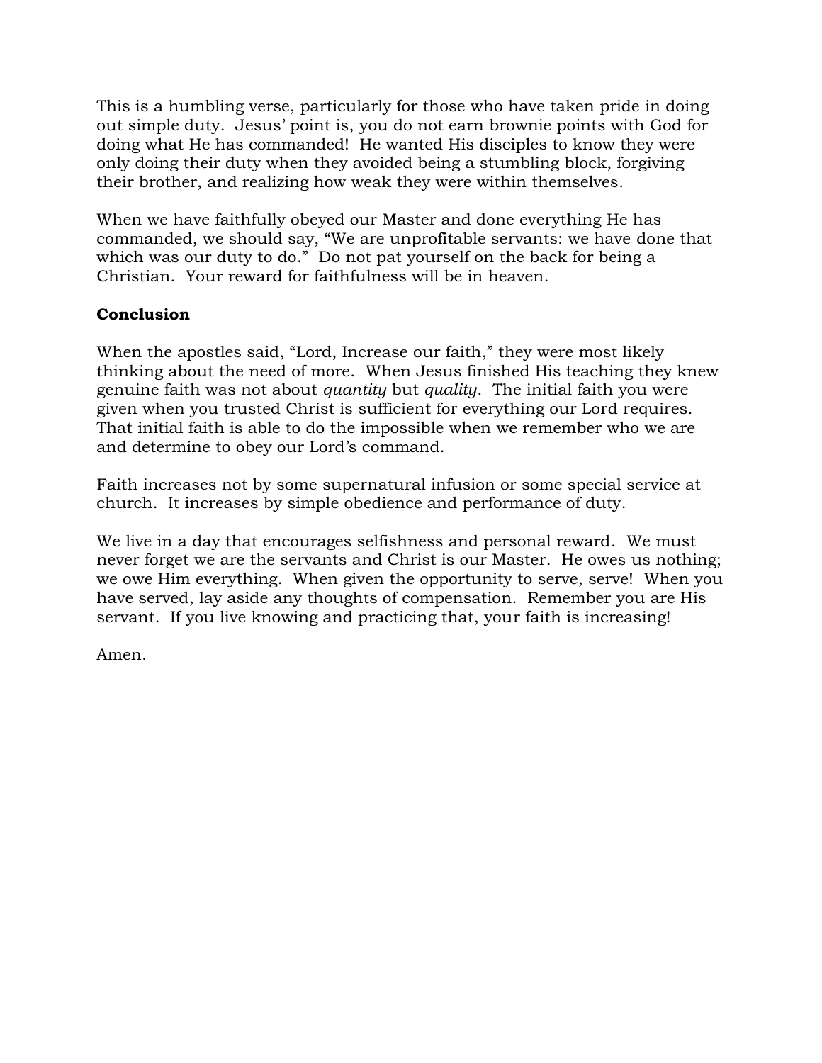This is a humbling verse, particularly for those who have taken pride in doing out simple duty. Jesus' point is, you do not earn brownie points with God for doing what He has commanded! He wanted His disciples to know they were only doing their duty when they avoided being a stumbling block, forgiving their brother, and realizing how weak they were within themselves.

When we have faithfully obeyed our Master and done everything He has commanded, we should say, "We are unprofitable servants: we have done that which was our duty to do." Do not pat yourself on the back for being a Christian. Your reward for faithfulness will be in heaven.

**Conclusion**

When the apostles said, "Lord, Increase our faith," they were most likely thinking about the need of more. When Jesus finished His teaching they knew genuine faith was not about *quantity* but *quality*. The initial faith you were given when you trusted Christ is sufficient for everything our Lord requires. That initial faith is able to do the impossible when we remember who we are and determine to obey our Lord's command.

Faith increases not by some supernatural infusion or some special service at church. It increases by simple obedience and performance of duty.

We live in a day that encourages selfishness and personal reward. We must never forget we are the servants and Christ is our Master. He owes us nothing; we owe Him everything. When given the opportunity to serve, serve! When you have served, lay aside any thoughts of compensation. Remember you are His servant. If you live knowing and practicing that, your faith is increasing!

Amen.